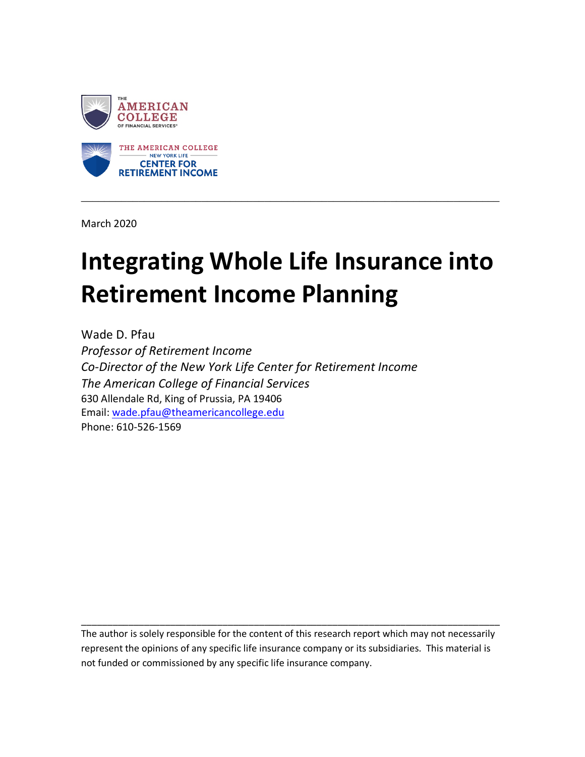THE AMERICAN COLLEGE OF FINANCIAL SERVICES

THE AMERICAN COLLEGE NEW YORK LIFE CENTER FOR RETIREMENT INCOME

---

March 2020

# Integrating Whole Life Insurance into Retirement Income Planning

Wade D. Pfau
*Professor of Retirement Income*
*Co-Director of the New York Life Center for Retirement Income*
*The American College of Financial Services*
630 Allendale Rd, King of Prussia, PA 19406
Email: [wade.pfau@theamericancollege.edu](mailto:wade.pfau@theamericancollege.edu)
Phone: 610-526-1569

---

The author is solely responsible for the content of this research report which may not necessarily represent the opinions of any specific life insurance company or its subsidiaries. This material is not funded or commissioned by any specific life insurance company.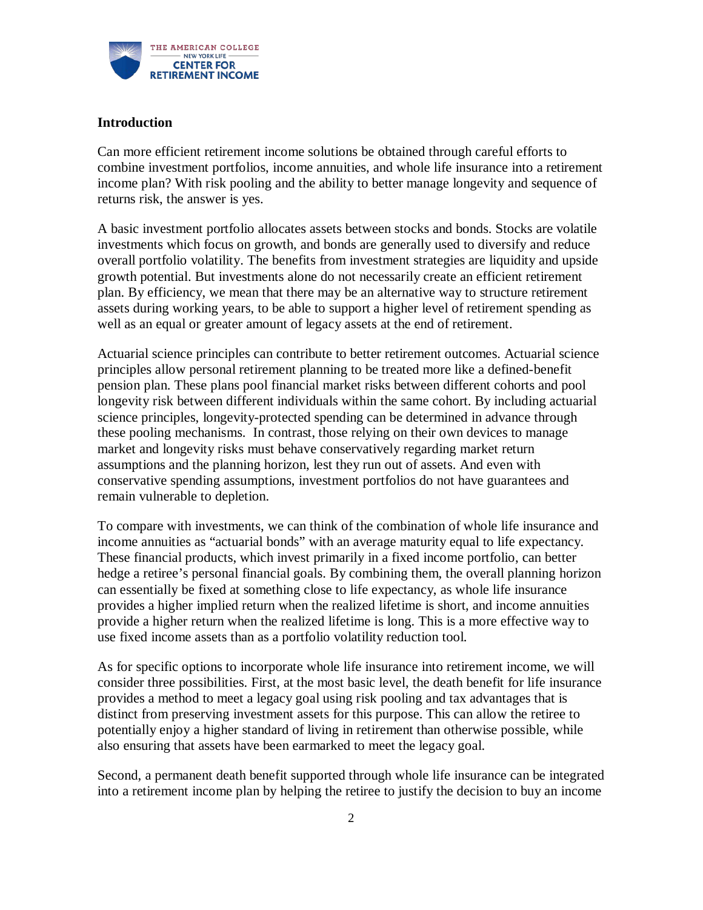## Introduction

Can more efficient retirement income solutions be obtained through careful efforts to combine investment portfolios, income annuities, and whole life insurance into a retirement income plan? With risk pooling and the ability to better manage longevity and sequence of returns risk, the answer is yes.

A basic investment portfolio allocates assets between stocks and bonds. Stocks are volatile investments which focus on growth, and bonds are generally used to diversify and reduce overall portfolio volatility. The benefits from investment strategies are liquidity and upside growth potential. But investments alone do not necessarily create an efficient retirement plan. By efficiency, we mean that there may be an alternative way to structure retirement assets during working years, to be able to support a higher level of retirement spending as well as an equal or greater amount of legacy assets at the end of retirement.

Actuarial science principles can contribute to better retirement outcomes. Actuarial science principles allow personal retirement planning to be treated more like a defined-benefit pension plan. These plans pool financial market risks between different cohorts and pool longevity risk between different individuals within the same cohort. By including actuarial science principles, longevity-protected spending can be determined in advance through these pooling mechanisms. In contrast, those relying on their own devices to manage market and longevity risks must behave conservatively regarding market return assumptions and the planning horizon, lest they run out of assets. And even with conservative spending assumptions, investment portfolios do not have guarantees and remain vulnerable to depletion.

To compare with investments, we can think of the combination of whole life insurance and income annuities as "actuarial bonds" with an average maturity equal to life expectancy. These financial products, which invest primarily in a fixed income portfolio, can better hedge a retiree's personal financial goals. By combining them, the overall planning horizon can essentially be fixed at something close to life expectancy, as whole life insurance provides a higher implied return when the realized lifetime is short, and income annuities provide a higher return when the realized lifetime is long. This is a more effective way to use fixed income assets than as a portfolio volatility reduction tool.

As for specific options to incorporate whole life insurance into retirement income, we will consider three possibilities. First, at the most basic level, the death benefit for life insurance provides a method to meet a legacy goal using risk pooling and tax advantages that is distinct from preserving investment assets for this purpose. This can allow the retiree to potentially enjoy a higher standard of living in retirement than otherwise possible, while also ensuring that assets have been earmarked to meet the legacy goal.

Second, a permanent death benefit supported through whole life insurance can be integrated into a retirement income plan by helping the retiree to justify the decision to buy an income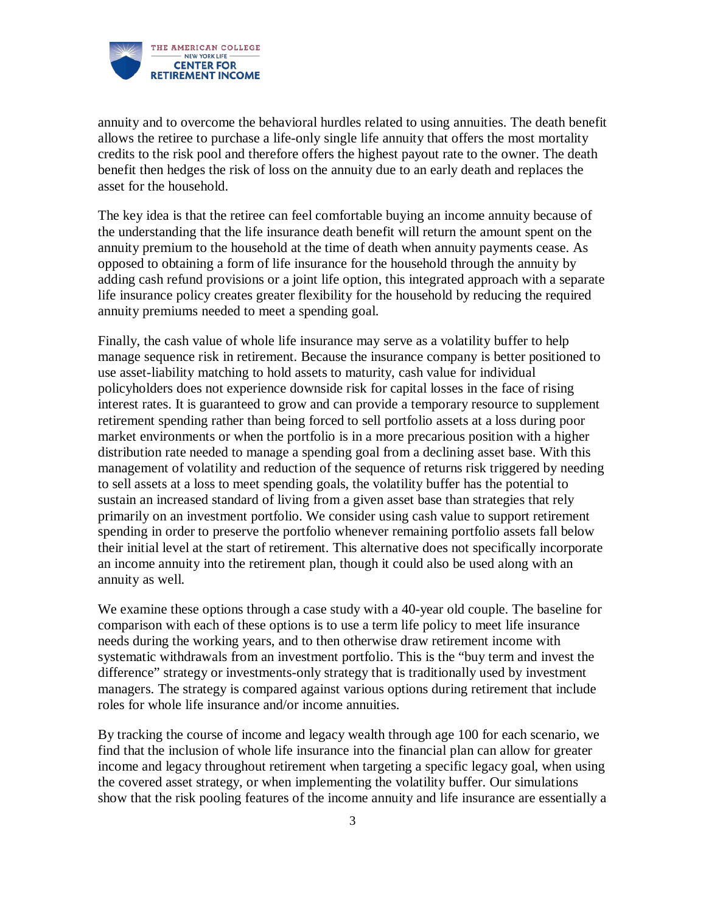annuity and to overcome the behavioral hurdles related to using annuities. The death benefit allows the retiree to purchase a life-only single life annuity that offers the most mortality credits to the risk pool and therefore offers the highest payout rate to the owner. The death benefit then hedges the risk of loss on the annuity due to an early death and replaces the asset for the household.

The key idea is that the retiree can feel comfortable buying an income annuity because of the understanding that the life insurance death benefit will return the amount spent on the annuity premium to the household at the time of death when annuity payments cease. As opposed to obtaining a form of life insurance for the household through the annuity by adding cash refund provisions or a joint life option, this integrated approach with a separate life insurance policy creates greater flexibility for the household by reducing the required annuity premiums needed to meet a spending goal.

Finally, the cash value of whole life insurance may serve as a volatility buffer to help manage sequence risk in retirement. Because the insurance company is better positioned to use asset-liability matching to hold assets to maturity, cash value for individual policyholders does not experience downside risk for capital losses in the face of rising interest rates. It is guaranteed to grow and can provide a temporary resource to supplement retirement spending rather than being forced to sell portfolio assets at a loss during poor market environments or when the portfolio is in a more precarious position with a higher distribution rate needed to manage a spending goal from a declining asset base. With this management of volatility and reduction of the sequence of returns risk triggered by needing to sell assets at a loss to meet spending goals, the volatility buffer has the potential to sustain an increased standard of living from a given asset base than strategies that rely primarily on an investment portfolio. We consider using cash value to support retirement spending in order to preserve the portfolio whenever remaining portfolio assets fall below their initial level at the start of retirement. This alternative does not specifically incorporate an income annuity into the retirement plan, though it could also be used along with an annuity as well.

We examine these options through a case study with a 40-year old couple. The baseline for comparison with each of these options is to use a term life policy to meet life insurance needs during the working years, and to then otherwise draw retirement income with systematic withdrawals from an investment portfolio. This is the "buy term and invest the difference" strategy or investments-only strategy that is traditionally used by investment managers. The strategy is compared against various options during retirement that include roles for whole life insurance and/or income annuities.

By tracking the course of income and legacy wealth through age 100 for each scenario, we find that the inclusion of whole life insurance into the financial plan can allow for greater income and legacy throughout retirement when targeting a specific legacy goal, when using the covered asset strategy, or when implementing the volatility buffer. Our simulations show that the risk pooling features of the income annuity and life insurance are essentially a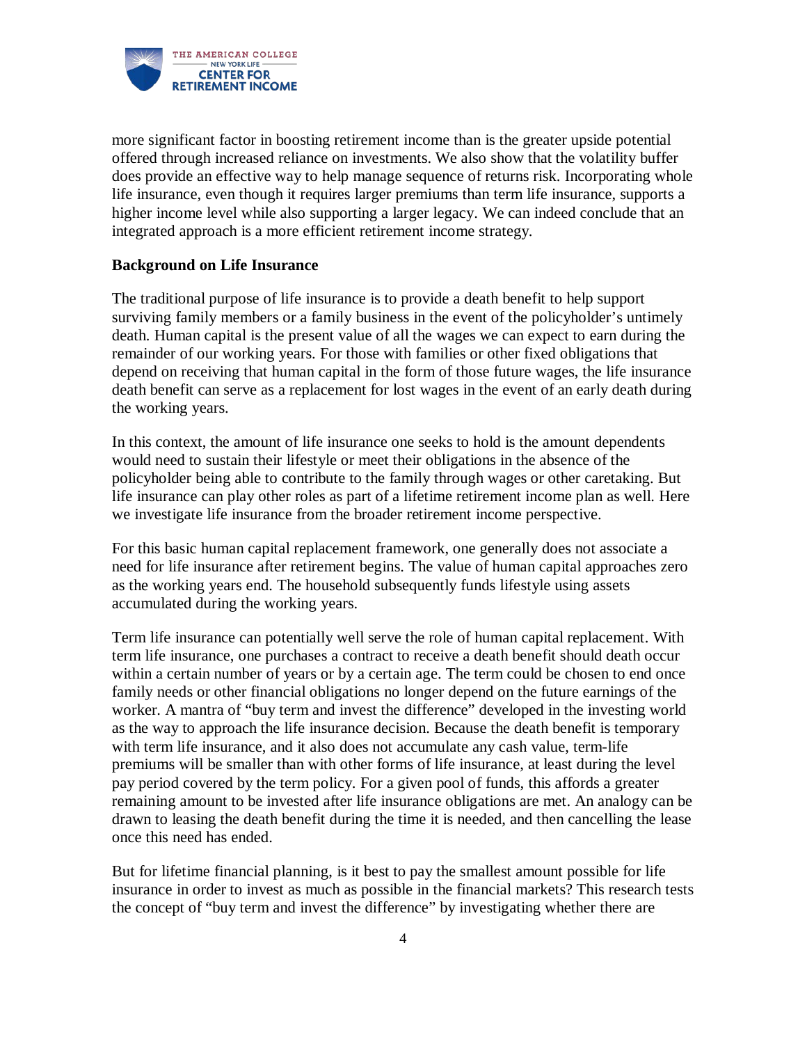more significant factor in boosting retirement income than is the greater upside potential offered through increased reliance on investments. We also show that the volatility buffer does provide an effective way to help manage sequence of returns risk. Incorporating whole life insurance, even though it requires larger premiums than term life insurance, supports a higher income level while also supporting a larger legacy. We can indeed conclude that an integrated approach is a more efficient retirement income strategy.

**Background on Life Insurance**

The traditional purpose of life insurance is to provide a death benefit to help support surviving family members or a family business in the event of the policyholder's untimely death. Human capital is the present value of all the wages we can expect to earn during the remainder of our working years. For those with families or other fixed obligations that depend on receiving that human capital in the form of those future wages, the life insurance death benefit can serve as a replacement for lost wages in the event of an early death during the working years.

In this context, the amount of life insurance one seeks to hold is the amount dependents would need to sustain their lifestyle or meet their obligations in the absence of the policyholder being able to contribute to the family through wages or other caretaking. But life insurance can play other roles as part of a lifetime retirement income plan as well. Here we investigate life insurance from the broader retirement income perspective.

For this basic human capital replacement framework, one generally does not associate a need for life insurance after retirement begins. The value of human capital approaches zero as the working years end. The household subsequently funds lifestyle using assets accumulated during the working years.

Term life insurance can potentially well serve the role of human capital replacement. With term life insurance, one purchases a contract to receive a death benefit should death occur within a certain number of years or by a certain age. The term could be chosen to end once family needs or other financial obligations no longer depend on the future earnings of the worker. A mantra of "buy term and invest the difference" developed in the investing world as the way to approach the life insurance decision. Because the death benefit is temporary with term life insurance, and it also does not accumulate any cash value, term-life premiums will be smaller than with other forms of life insurance, at least during the level pay period covered by the term policy. For a given pool of funds, this affords a greater remaining amount to be invested after life insurance obligations are met. An analogy can be drawn to leasing the death benefit during the time it is needed, and then cancelling the lease once this need has ended.

But for lifetime financial planning, is it best to pay the smallest amount possible for life insurance in order to invest as much as possible in the financial markets? This research tests the concept of "buy term and invest the difference" by investigating whether there are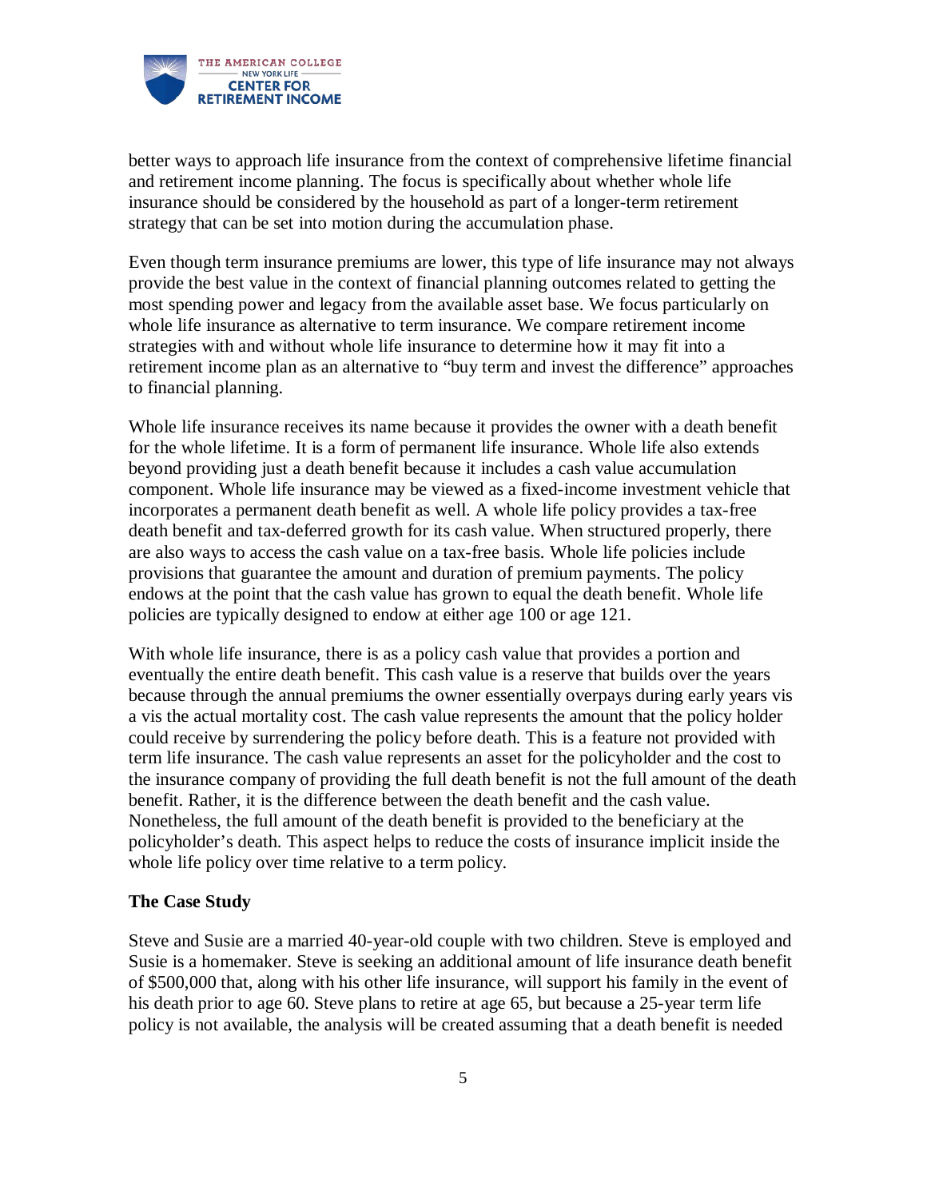better ways to approach life insurance from the context of comprehensive lifetime financial and retirement income planning. The focus is specifically about whether whole life insurance should be considered by the household as part of a longer-term retirement strategy that can be set into motion during the accumulation phase.

Even though term insurance premiums are lower, this type of life insurance may not always provide the best value in the context of financial planning outcomes related to getting the most spending power and legacy from the available asset base. We focus particularly on whole life insurance as alternative to term insurance. We compare retirement income strategies with and without whole life insurance to determine how it may fit into a retirement income plan as an alternative to "buy term and invest the difference" approaches to financial planning.

Whole life insurance receives its name because it provides the owner with a death benefit for the whole lifetime. It is a form of permanent life insurance. Whole life also extends beyond providing just a death benefit because it includes a cash value accumulation component. Whole life insurance may be viewed as a fixed-income investment vehicle that incorporates a permanent death benefit as well. A whole life policy provides a tax-free death benefit and tax-deferred growth for its cash value. When structured properly, there are also ways to access the cash value on a tax-free basis. Whole life policies include provisions that guarantee the amount and duration of premium payments. The policy endows at the point that the cash value has grown to equal the death benefit. Whole life policies are typically designed to endow at either age 100 or age 121.

With whole life insurance, there is as a policy cash value that provides a portion and eventually the entire death benefit. This cash value is a reserve that builds over the years because through the annual premiums the owner essentially overpays during early years vis a vis the actual mortality cost. The cash value represents the amount that the policy holder could receive by surrendering the policy before death. This is a feature not provided with term life insurance. The cash value represents an asset for the policyholder and the cost to the insurance company of providing the full death benefit is not the full amount of the death benefit. Rather, it is the difference between the death benefit and the cash value. Nonetheless, the full amount of the death benefit is provided to the beneficiary at the policyholder's death. This aspect helps to reduce the costs of insurance implicit inside the whole life policy over time relative to a term policy.

**The Case Study**

Steve and Susie are a married 40-year-old couple with two children. Steve is employed and Susie is a homemaker. Steve is seeking an additional amount of life insurance death benefit of $500,000 that, along with his other life insurance, will support his family in the event of his death prior to age 60. Steve plans to retire at age 65, but because a 25-year term life policy is not available, the analysis will be created assuming that a death benefit is needed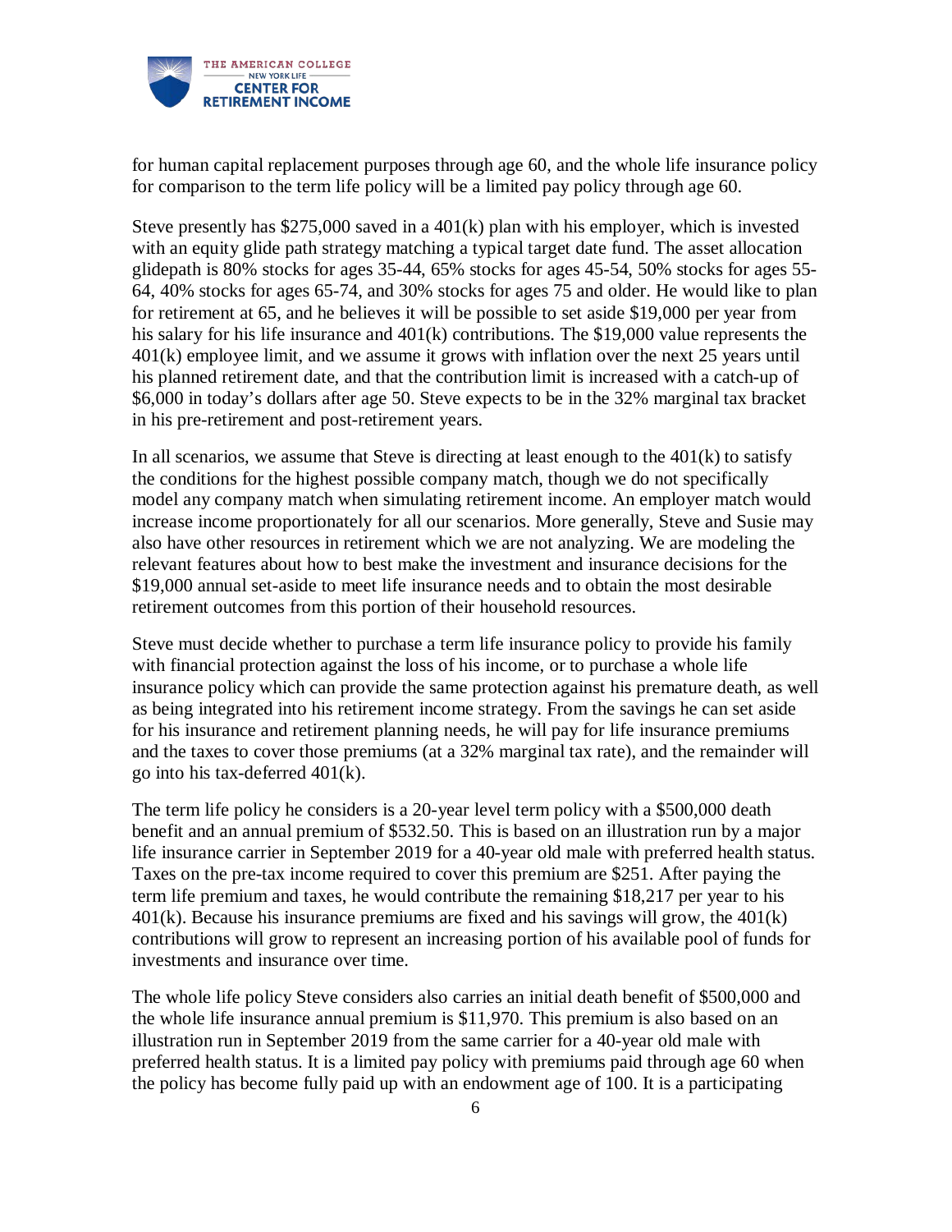for human capital replacement purposes through age 60, and the whole life insurance policy for comparison to the term life policy will be a limited pay policy through age 60.

Steve presently has $275,000 saved in a 401(k) plan with his employer, which is invested with an equity glide path strategy matching a typical target date fund. The asset allocation glidepath is 80% stocks for ages 35-44, 65% stocks for ages 45-54, 50% stocks for ages 55-64, 40% stocks for ages 65-74, and 30% stocks for ages 75 and older. He would like to plan for retirement at 65, and he believes it will be possible to set aside $19,000 per year from his salary for his life insurance and 401(k) contributions. The $19,000 value represents the 401(k) employee limit, and we assume it grows with inflation over the next 25 years until his planned retirement date, and that the contribution limit is increased with a catch-up of $6,000 in today's dollars after age 50. Steve expects to be in the 32% marginal tax bracket in his pre-retirement and post-retirement years.

In all scenarios, we assume that Steve is directing at least enough to the 401(k) to satisfy the conditions for the highest possible company match, though we do not specifically model any company match when simulating retirement income. An employer match would increase income proportionately for all our scenarios. More generally, Steve and Susie may also have other resources in retirement which we are not analyzing. We are modeling the relevant features about how to best make the investment and insurance decisions for the $19,000 annual set-aside to meet life insurance needs and to obtain the most desirable retirement outcomes from this portion of their household resources.

Steve must decide whether to purchase a term life insurance policy to provide his family with financial protection against the loss of his income, or to purchase a whole life insurance policy which can provide the same protection against his premature death, as well as being integrated into his retirement income strategy. From the savings he can set aside for his insurance and retirement planning needs, he will pay for life insurance premiums and the taxes to cover those premiums (at a 32% marginal tax rate), and the remainder will go into his tax-deferred 401(k).

The term life policy he considers is a 20-year level term policy with a $500,000 death benefit and an annual premium of $532.50. This is based on an illustration run by a major life insurance carrier in September 2019 for a 40-year old male with preferred health status. Taxes on the pre-tax income required to cover this premium are $251. After paying the term life premium and taxes, he would contribute the remaining $18,217 per year to his 401(k). Because his insurance premiums are fixed and his savings will grow, the 401(k) contributions will grow to represent an increasing portion of his available pool of funds for investments and insurance over time.

The whole life policy Steve considers also carries an initial death benefit of $500,000 and the whole life insurance annual premium is $11,970. This premium is also based on an illustration run in September 2019 from the same carrier for a 40-year old male with preferred health status. It is a limited pay policy with premiums paid through age 60 when the policy has become fully paid up with an endowment age of 100. It is a participating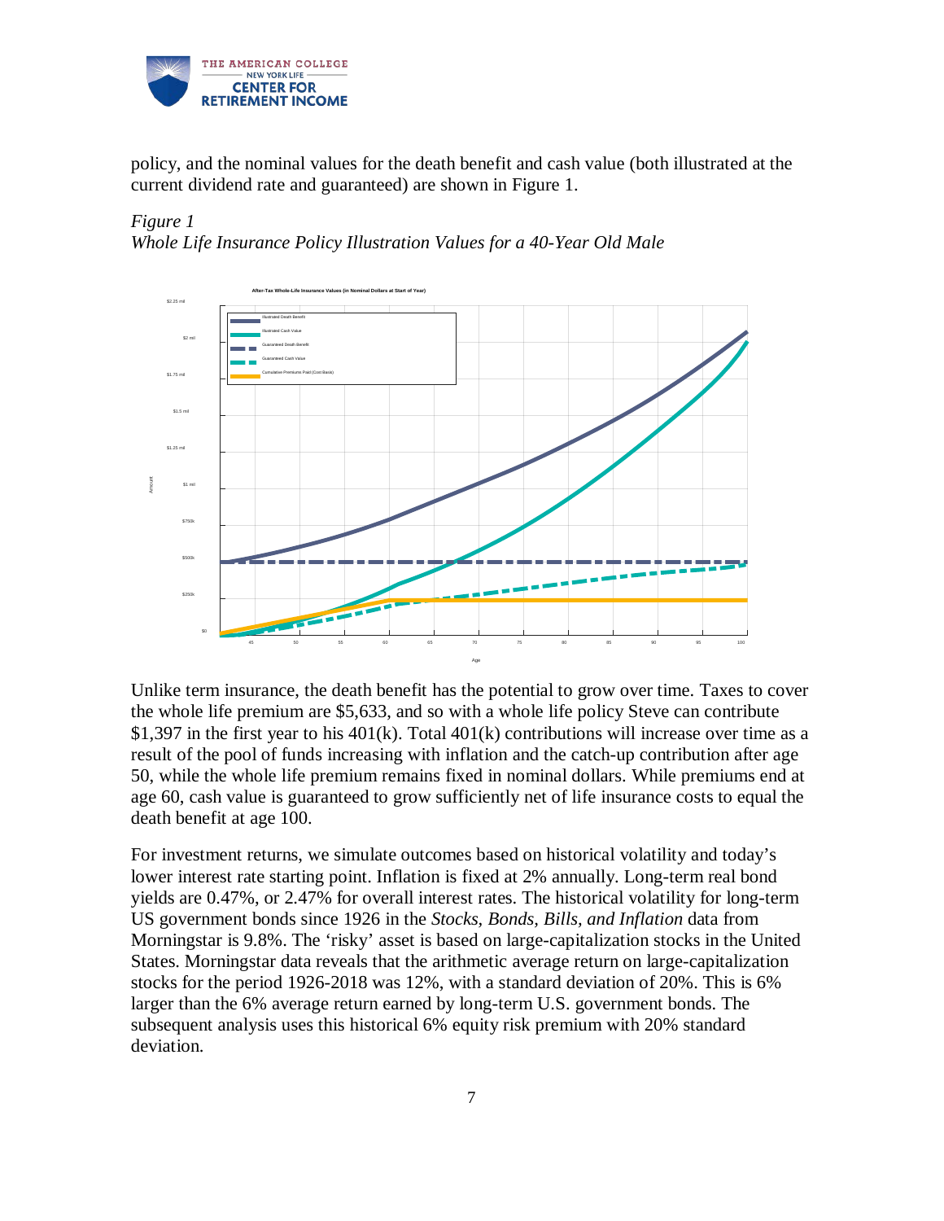policy, and the nominal values for the death benefit and cash value (both illustrated at the current dividend rate and guaranteed) are shown in Figure 1.

*Figure 1*
*Whole Life Insurance Policy Illustration Values for a 40-Year Old Male*

Unlike term insurance, the death benefit has the potential to grow over time. Taxes to cover the whole life premium are $5,633, and so with a whole life policy Steve can contribute $1,397 in the first year to his 401(k). Total 401(k) contributions will increase over time as a result of the pool of funds increasing with inflation and the catch-up contribution after age 50, while the whole life premium remains fixed in nominal dollars. While premiums end at age 60, cash value is guaranteed to grow sufficiently net of life insurance costs to equal the death benefit at age 100.

For investment returns, we simulate outcomes based on historical volatility and today's lower interest rate starting point. Inflation is fixed at 2% annually. Long-term real bond yields are 0.47%, or 2.47% for overall interest rates. The historical volatility for long-term US government bonds since 1926 in the *Stocks, Bonds, Bills, and Inflation* data from Morningstar is 9.8%. The 'risky' asset is based on large-capitalization stocks in the United States. Morningstar data reveals that the arithmetic average return on large-capitalization stocks for the period 1926-2018 was 12%, with a standard deviation of 20%. This is 6% larger than the 6% average return earned by long-term U.S. government bonds. The subsequent analysis uses this historical 6% equity risk premium with 20% standard deviation.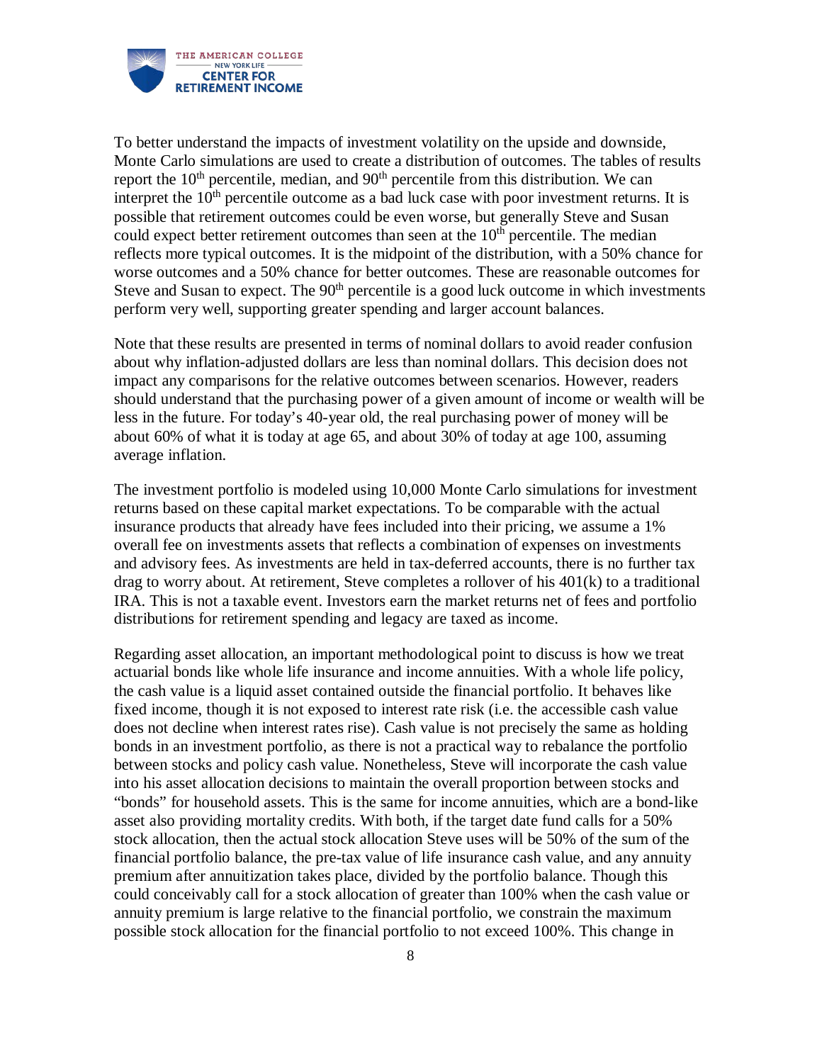To better understand the impacts of investment volatility on the upside and downside, Monte Carlo simulations are used to create a distribution of outcomes. The tables of results report the 10th percentile, median, and 90th percentile from this distribution. We can interpret the 10th percentile outcome as a bad luck case with poor investment returns. It is possible that retirement outcomes could be even worse, but generally Steve and Susan could expect better retirement outcomes than seen at the 10th percentile. The median reflects more typical outcomes. It is the midpoint of the distribution, with a 50% chance for worse outcomes and a 50% chance for better outcomes. These are reasonable outcomes for Steve and Susan to expect. The 90th percentile is a good luck outcome in which investments perform very well, supporting greater spending and larger account balances.

Note that these results are presented in terms of nominal dollars to avoid reader confusion about why inflation-adjusted dollars are less than nominal dollars. This decision does not impact any comparisons for the relative outcomes between scenarios. However, readers should understand that the purchasing power of a given amount of income or wealth will be less in the future. For today's 40-year old, the real purchasing power of money will be about 60% of what it is today at age 65, and about 30% of today at age 100, assuming average inflation.

The investment portfolio is modeled using 10,000 Monte Carlo simulations for investment returns based on these capital market expectations. To be comparable with the actual insurance products that already have fees included into their pricing, we assume a 1% overall fee on investments assets that reflects a combination of expenses on investments and advisory fees. As investments are held in tax-deferred accounts, there is no further tax drag to worry about. At retirement, Steve completes a rollover of his 401(k) to a traditional IRA. This is not a taxable event. Investors earn the market returns net of fees and portfolio distributions for retirement spending and legacy are taxed as income.

Regarding asset allocation, an important methodological point to discuss is how we treat actuarial bonds like whole life insurance and income annuities. With a whole life policy, the cash value is a liquid asset contained outside the financial portfolio. It behaves like fixed income, though it is not exposed to interest rate risk (i.e. the accessible cash value does not decline when interest rates rise). Cash value is not precisely the same as holding bonds in an investment portfolio, as there is not a practical way to rebalance the portfolio between stocks and policy cash value. Nonetheless, Steve will incorporate the cash value into his asset allocation decisions to maintain the overall proportion between stocks and "bonds" for household assets. This is the same for income annuities, which are a bond-like asset also providing mortality credits. With both, if the target date fund calls for a 50% stock allocation, then the actual stock allocation Steve uses will be 50% of the sum of the financial portfolio balance, the pre-tax value of life insurance cash value, and any annuity premium after annuitization takes place, divided by the portfolio balance. Though this could conceivably call for a stock allocation of greater than 100% when the cash value or annuity premium is large relative to the financial portfolio, we constrain the maximum possible stock allocation for the financial portfolio to not exceed 100%. This change in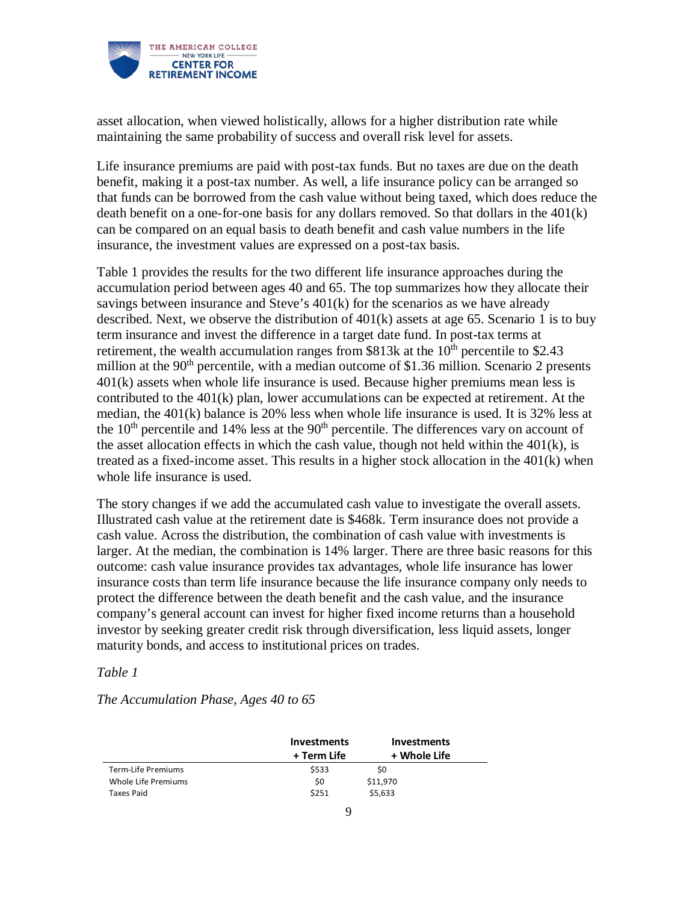asset allocation, when viewed holistically, allows for a higher distribution rate while maintaining the same probability of success and overall risk level for assets.

Life insurance premiums are paid with post-tax funds. But no taxes are due on the death benefit, making it a post-tax number. As well, a life insurance policy can be arranged so that funds can be borrowed from the cash value without being taxed, which does reduce the death benefit on a one-for-one basis for any dollars removed. So that dollars in the 401(k) can be compared on an equal basis to death benefit and cash value numbers in the life insurance, the investment values are expressed on a post-tax basis.

Table 1 provides the results for the two different life insurance approaches during the accumulation period between ages 40 and 65. The top summarizes how they allocate their savings between insurance and Steve's 401(k) for the scenarios as we have already described. Next, we observe the distribution of 401(k) assets at age 65. Scenario 1 is to buy term insurance and invest the difference in a target date fund. In post-tax terms at retirement, the wealth accumulation ranges from \$813k at the 10th percentile to \$2.43 million at the 90th percentile, with a median outcome of \$1.36 million. Scenario 2 presents 401(k) assets when whole life insurance is used. Because higher premiums mean less is contributed to the 401(k) plan, lower accumulations can be expected at retirement. At the median, the 401(k) balance is 20% less when whole life insurance is used. It is 32% less at the 10th percentile and 14% less at the 90th percentile. The differences vary on account of the asset allocation effects in which the cash value, though not held within the 401(k), is treated as a fixed-income asset. This results in a higher stock allocation in the 401(k) when whole life insurance is used.

The story changes if we add the accumulated cash value to investigate the overall assets. Illustrated cash value at the retirement date is \$468k. Term insurance does not provide a cash value. Across the distribution, the combination of cash value with investments is larger. At the median, the combination is 14% larger. There are three basic reasons for this outcome: cash value insurance provides tax advantages, whole life insurance has lower insurance costs than term life insurance because the life insurance company only needs to protect the difference between the death benefit and the cash value, and the insurance company's general account can invest for higher fixed income returns than a household investor by seeking greater credit risk through diversification, less liquid assets, longer maturity bonds, and access to institutional prices on trades.

*Table 1*

*The Accumulation Phase, Ages 40 to 65*

| | Investments + Term Life | Investments + Whole Life |
|---|---|---|
| Term-Life Premiums | \$533 | \$0 |
| Whole Life Premiums | \$0 | \$11,970 |
| Taxes Paid | \$251 | \$5,633 |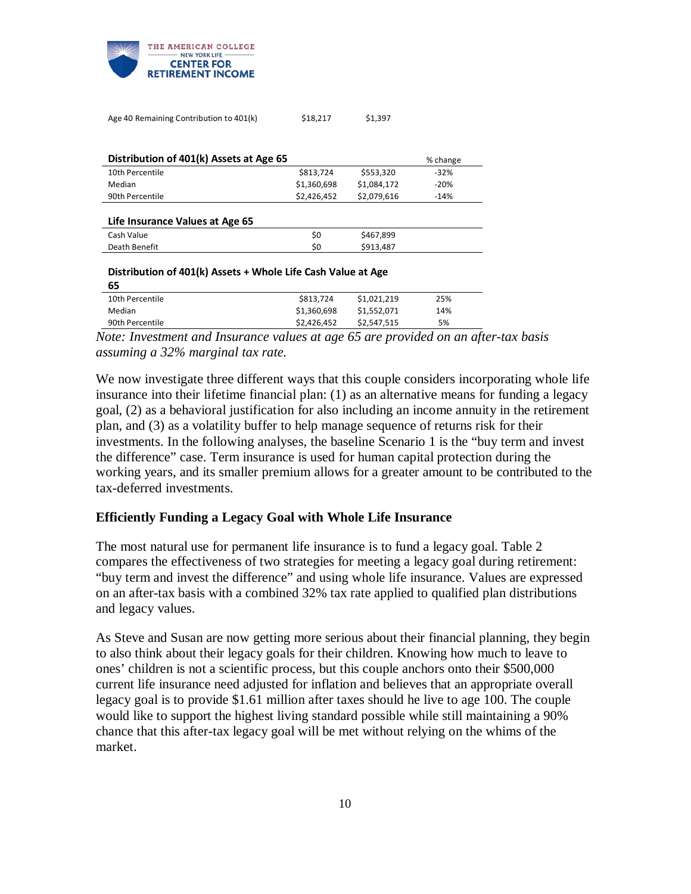| | | | |
|---|---|---|---|
| Age 40 Remaining Contribution to 401(k) | $18,217 | $1,397 | |
| **Distribution of 401(k) Assets at Age 65** | | | % change |
| 10th Percentile | $813,724 | $553,320 | -32% |
| Median | $1,360,698 | $1,084,172 | -20% |
| 90th Percentile | $2,426,452 | $2,079,616 | -14% |
| **Life Insurance Values at Age 65** | | | |
| Cash Value | $0 | $467,899 | |
| Death Benefit | $0 | $913,487 | |
| **Distribution of 401(k) Assets + Whole Life Cash Value at Age 65** | | | |
| 10th Percentile | $813,724 | $1,021,219 | 25% |
| Median | $1,360,698 | $1,552,071 | 14% |
| 90th Percentile | $2,426,452 | $2,547,515 | 5% |

*Note: Investment and Insurance values at age 65 are provided on an after-tax basis assuming a 32% marginal tax rate.*

We now investigate three different ways that this couple considers incorporating whole life insurance into their lifetime financial plan: (1) as an alternative means for funding a legacy goal, (2) as a behavioral justification for also including an income annuity in the retirement plan, and (3) as a volatility buffer to help manage sequence of returns risk for their investments. In the following analyses, the baseline Scenario 1 is the "buy term and invest the difference" case. Term insurance is used for human capital protection during the working years, and its smaller premium allows for a greater amount to be contributed to the tax-deferred investments.

## Efficiently Funding a Legacy Goal with Whole Life Insurance

The most natural use for permanent life insurance is to fund a legacy goal. Table 2 compares the effectiveness of two strategies for meeting a legacy goal during retirement: "buy term and invest the difference" and using whole life insurance. Values are expressed on an after-tax basis with a combined 32% tax rate applied to qualified plan distributions and legacy values.

As Steve and Susan are now getting more serious about their financial planning, they begin to also think about their legacy goals for their children. Knowing how much to leave to ones' children is not a scientific process, but this couple anchors onto their $500,000 current life insurance need adjusted for inflation and believes that an appropriate overall legacy goal is to provide $1.61 million after taxes should he live to age 100. The couple would like to support the highest living standard possible while still maintaining a 90% chance that this after-tax legacy goal will be met without relying on the whims of the market.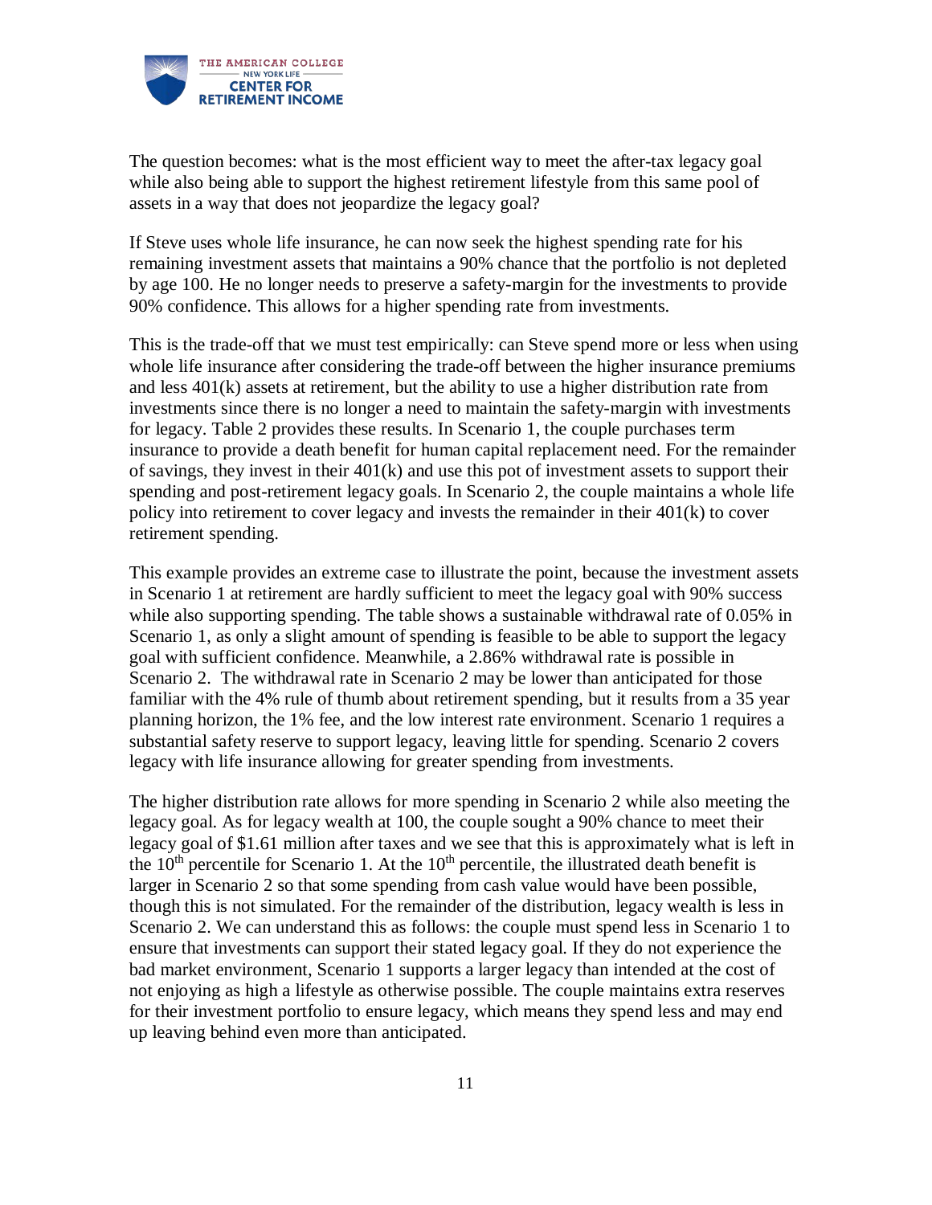The question becomes: what is the most efficient way to meet the after-tax legacy goal while also being able to support the highest retirement lifestyle from this same pool of assets in a way that does not jeopardize the legacy goal?

If Steve uses whole life insurance, he can now seek the highest spending rate for his remaining investment assets that maintains a 90% chance that the portfolio is not depleted by age 100. He no longer needs to preserve a safety-margin for the investments to provide 90% confidence. This allows for a higher spending rate from investments.

This is the trade-off that we must test empirically: can Steve spend more or less when using whole life insurance after considering the trade-off between the higher insurance premiums and less 401(k) assets at retirement, but the ability to use a higher distribution rate from investments since there is no longer a need to maintain the safety-margin with investments for legacy. Table 2 provides these results. In Scenario 1, the couple purchases term insurance to provide a death benefit for human capital replacement need. For the remainder of savings, they invest in their 401(k) and use this pot of investment assets to support their spending and post-retirement legacy goals. In Scenario 2, the couple maintains a whole life policy into retirement to cover legacy and invests the remainder in their 401(k) to cover retirement spending.

This example provides an extreme case to illustrate the point, because the investment assets in Scenario 1 at retirement are hardly sufficient to meet the legacy goal with 90% success while also supporting spending. The table shows a sustainable withdrawal rate of 0.05% in Scenario 1, as only a slight amount of spending is feasible to be able to support the legacy goal with sufficient confidence. Meanwhile, a 2.86% withdrawal rate is possible in Scenario 2. The withdrawal rate in Scenario 2 may be lower than anticipated for those familiar with the 4% rule of thumb about retirement spending, but it results from a 35 year planning horizon, the 1% fee, and the low interest rate environment. Scenario 1 requires a substantial safety reserve to support legacy, leaving little for spending. Scenario 2 covers legacy with life insurance allowing for greater spending from investments.

The higher distribution rate allows for more spending in Scenario 2 while also meeting the legacy goal. As for legacy wealth at 100, the couple sought a 90% chance to meet their legacy goal of $1.61 million after taxes and we see that this is approximately what is left in the 10th percentile for Scenario 1. At the 10th percentile, the illustrated death benefit is larger in Scenario 2 so that some spending from cash value would have been possible, though this is not simulated. For the remainder of the distribution, legacy wealth is less in Scenario 2. We can understand this as follows: the couple must spend less in Scenario 1 to ensure that investments can support their stated legacy goal. If they do not experience the bad market environment, Scenario 1 supports a larger legacy than intended at the cost of not enjoying as high a lifestyle as otherwise possible. The couple maintains extra reserves for their investment portfolio to ensure legacy, which means they spend less and may end up leaving behind even more than anticipated.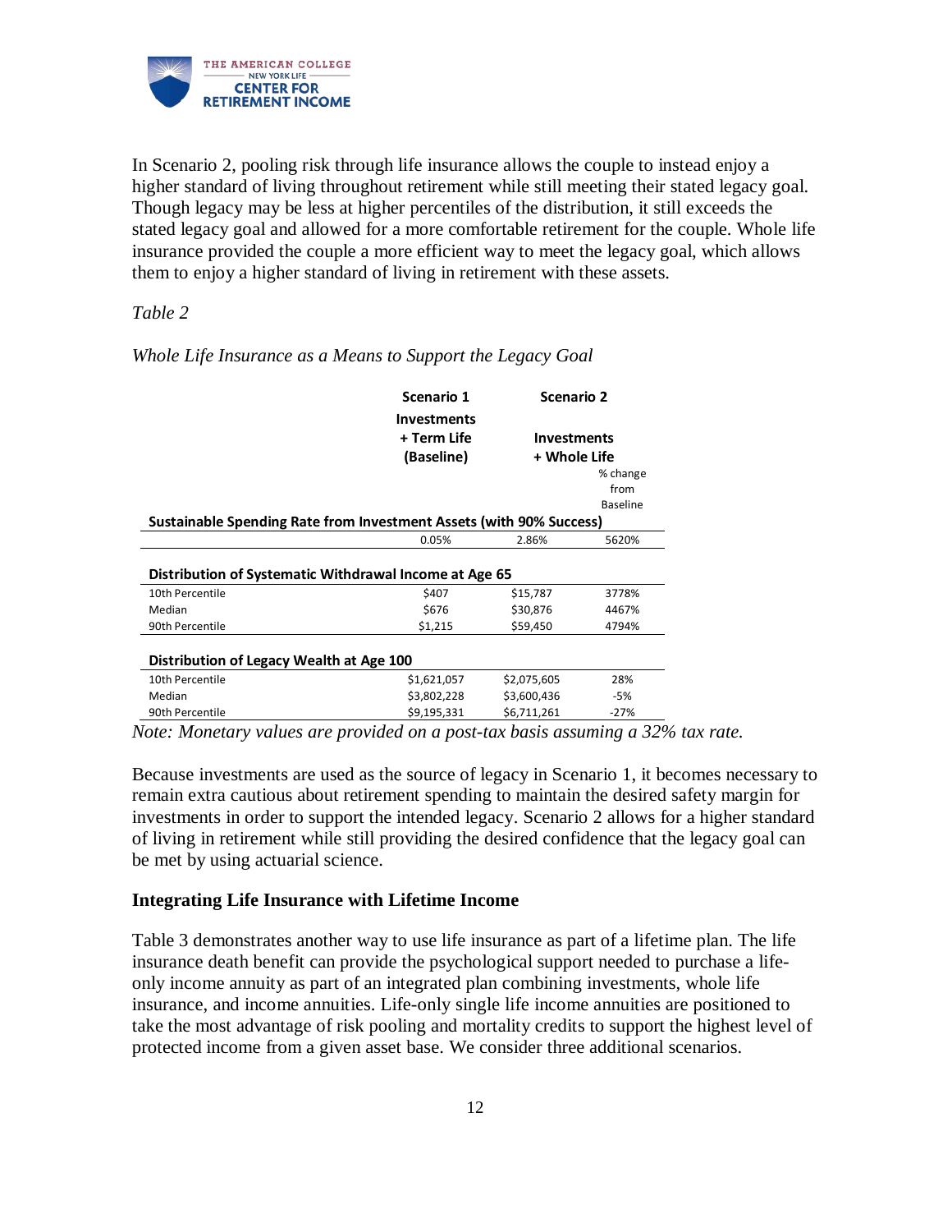In Scenario 2, pooling risk through life insurance allows the couple to instead enjoy a higher standard of living throughout retirement while still meeting their stated legacy goal. Though legacy may be less at higher percentiles of the distribution, it still exceeds the stated legacy goal and allowed for a more comfortable retirement for the couple. Whole life insurance provided the couple a more efficient way to meet the legacy goal, which allows them to enjoy a higher standard of living in retirement with these assets.

*Table 2*

*Whole Life Insurance as a Means to Support the Legacy Goal*

| | Scenario 1 | Scenario 2 | |
|---|---|---|---|
| | Investments + Term Life (Baseline) | Investments + Whole Life | % change from Baseline |
| **Sustainable Spending Rate from Investment Assets (with 90% Success)** | | | |
| | 0.05% | 2.86% | 5620% |
| **Distribution of Systematic Withdrawal Income at Age 65** | | | |
| 10th Percentile | $407 | $15,787 | 3778% |
| Median | $676 | $30,876 | 4467% |
| 90th Percentile | $1,215 | $59,450 | 4794% |
| **Distribution of Legacy Wealth at Age 100** | | | |
| 10th Percentile | $1,621,057 | $2,075,605 | 28% |
| Median | $3,802,228 | $3,600,436 | -5% |
| 90th Percentile | $9,195,331 | $6,711,261 | -27% |

*Note: Monetary values are provided on a post-tax basis assuming a 32% tax rate.*

Because investments are used as the source of legacy in Scenario 1, it becomes necessary to remain extra cautious about retirement spending to maintain the desired safety margin for investments in order to support the intended legacy. Scenario 2 allows for a higher standard of living in retirement while still providing the desired confidence that the legacy goal can be met by using actuarial science.

### Integrating Life Insurance with Lifetime Income

Table 3 demonstrates another way to use life insurance as part of a lifetime plan. The life insurance death benefit can provide the psychological support needed to purchase a life-only income annuity as part of an integrated plan combining investments, whole life insurance, and income annuities. Life-only single life income annuities are positioned to take the most advantage of risk pooling and mortality credits to support the highest level of protected income from a given asset base. We consider three additional scenarios.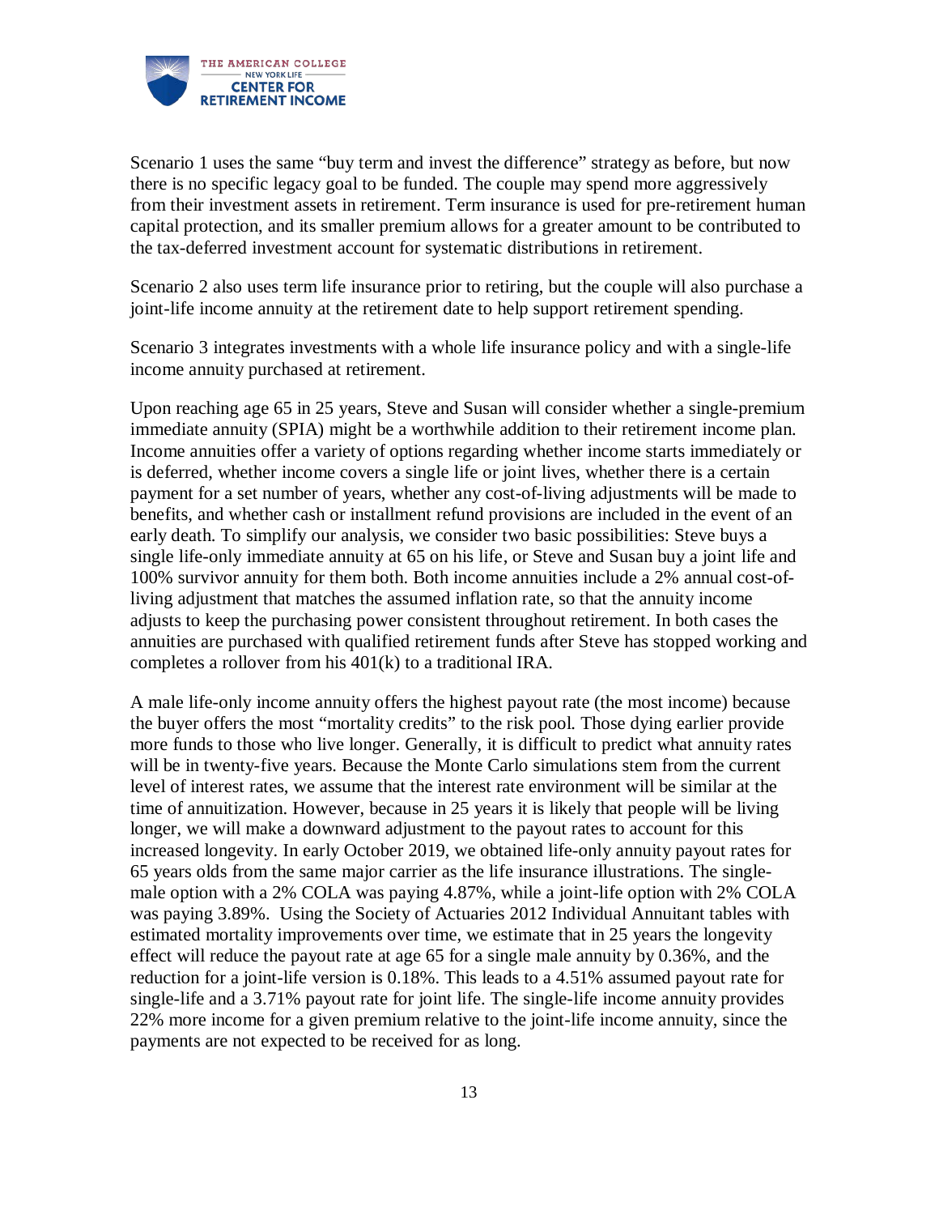Scenario 1 uses the same "buy term and invest the difference" strategy as before, but now there is no specific legacy goal to be funded. The couple may spend more aggressively from their investment assets in retirement. Term insurance is used for pre-retirement human capital protection, and its smaller premium allows for a greater amount to be contributed to the tax-deferred investment account for systematic distributions in retirement.

Scenario 2 also uses term life insurance prior to retiring, but the couple will also purchase a joint-life income annuity at the retirement date to help support retirement spending.

Scenario 3 integrates investments with a whole life insurance policy and with a single-life income annuity purchased at retirement.

Upon reaching age 65 in 25 years, Steve and Susan will consider whether a single-premium immediate annuity (SPIA) might be a worthwhile addition to their retirement income plan. Income annuities offer a variety of options regarding whether income starts immediately or is deferred, whether income covers a single life or joint lives, whether there is a certain payment for a set number of years, whether any cost-of-living adjustments will be made to benefits, and whether cash or installment refund provisions are included in the event of an early death. To simplify our analysis, we consider two basic possibilities: Steve buys a single life-only immediate annuity at 65 on his life, or Steve and Susan buy a joint life and 100% survivor annuity for them both. Both income annuities include a 2% annual cost-of-living adjustment that matches the assumed inflation rate, so that the annuity income adjusts to keep the purchasing power consistent throughout retirement. In both cases the annuities are purchased with qualified retirement funds after Steve has stopped working and completes a rollover from his 401(k) to a traditional IRA.

A male life-only income annuity offers the highest payout rate (the most income) because the buyer offers the most "mortality credits" to the risk pool. Those dying earlier provide more funds to those who live longer. Generally, it is difficult to predict what annuity rates will be in twenty-five years. Because the Monte Carlo simulations stem from the current level of interest rates, we assume that the interest rate environment will be similar at the time of annuitization. However, because in 25 years it is likely that people will be living longer, we will make a downward adjustment to the payout rates to account for this increased longevity. In early October 2019, we obtained life-only annuity payout rates for 65 years olds from the same major carrier as the life insurance illustrations. The single-male option with a 2% COLA was paying 4.87%, while a joint-life option with 2% COLA was paying 3.89%. Using the Society of Actuaries 2012 Individual Annuitant tables with estimated mortality improvements over time, we estimate that in 25 years the longevity effect will reduce the payout rate at age 65 for a single male annuity by 0.36%, and the reduction for a joint-life version is 0.18%. This leads to a 4.51% assumed payout rate for single-life and a 3.71% payout rate for joint life. The single-life income annuity provides 22% more income for a given premium relative to the joint-life income annuity, since the payments are not expected to be received for as long.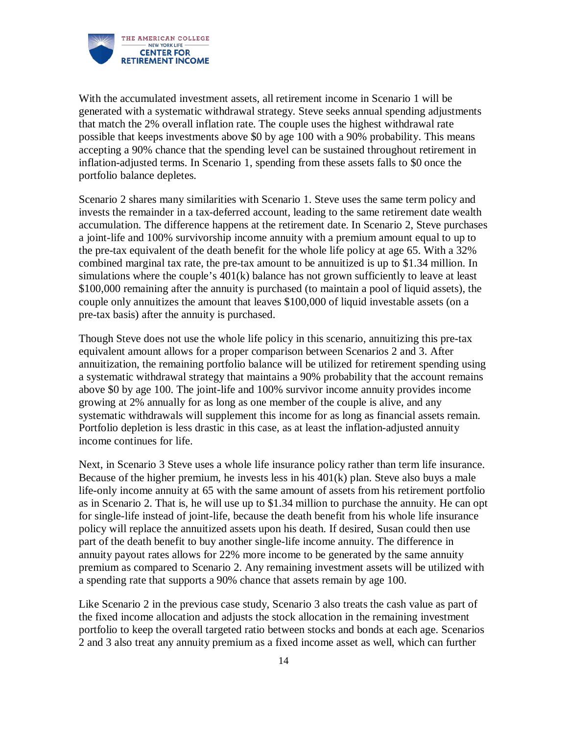With the accumulated investment assets, all retirement income in Scenario 1 will be generated with a systematic withdrawal strategy. Steve seeks annual spending adjustments that match the 2% overall inflation rate. The couple uses the highest withdrawal rate possible that keeps investments above $0 by age 100 with a 90% probability. This means accepting a 90% chance that the spending level can be sustained throughout retirement in inflation-adjusted terms. In Scenario 1, spending from these assets falls to $0 once the portfolio balance depletes.

Scenario 2 shares many similarities with Scenario 1. Steve uses the same term policy and invests the remainder in a tax-deferred account, leading to the same retirement date wealth accumulation. The difference happens at the retirement date. In Scenario 2, Steve purchases a joint-life and 100% survivorship income annuity with a premium amount equal to up to the pre-tax equivalent of the death benefit for the whole life policy at age 65. With a 32% combined marginal tax rate, the pre-tax amount to be annuitized is up to $1.34 million. In simulations where the couple's 401(k) balance has not grown sufficiently to leave at least $100,000 remaining after the annuity is purchased (to maintain a pool of liquid assets), the couple only annuitizes the amount that leaves $100,000 of liquid investable assets (on a pre-tax basis) after the annuity is purchased.

Though Steve does not use the whole life policy in this scenario, annuitizing this pre-tax equivalent amount allows for a proper comparison between Scenarios 2 and 3. After annuitization, the remaining portfolio balance will be utilized for retirement spending using a systematic withdrawal strategy that maintains a 90% probability that the account remains above $0 by age 100. The joint-life and 100% survivor income annuity provides income growing at 2% annually for as long as one member of the couple is alive, and any systematic withdrawals will supplement this income for as long as financial assets remain. Portfolio depletion is less drastic in this case, as at least the inflation-adjusted annuity income continues for life.

Next, in Scenario 3 Steve uses a whole life insurance policy rather than term life insurance. Because of the higher premium, he invests less in his 401(k) plan. Steve also buys a male life-only income annuity at 65 with the same amount of assets from his retirement portfolio as in Scenario 2. That is, he will use up to $1.34 million to purchase the annuity. He can opt for single-life instead of joint-life, because the death benefit from his whole life insurance policy will replace the annuitized assets upon his death. If desired, Susan could then use part of the death benefit to buy another single-life income annuity. The difference in annuity payout rates allows for 22% more income to be generated by the same annuity premium as compared to Scenario 2. Any remaining investment assets will be utilized with a spending rate that supports a 90% chance that assets remain by age 100.

Like Scenario 2 in the previous case study, Scenario 3 also treats the cash value as part of the fixed income allocation and adjusts the stock allocation in the remaining investment portfolio to keep the overall targeted ratio between stocks and bonds at each age. Scenarios 2 and 3 also treat any annuity premium as a fixed income asset as well, which can further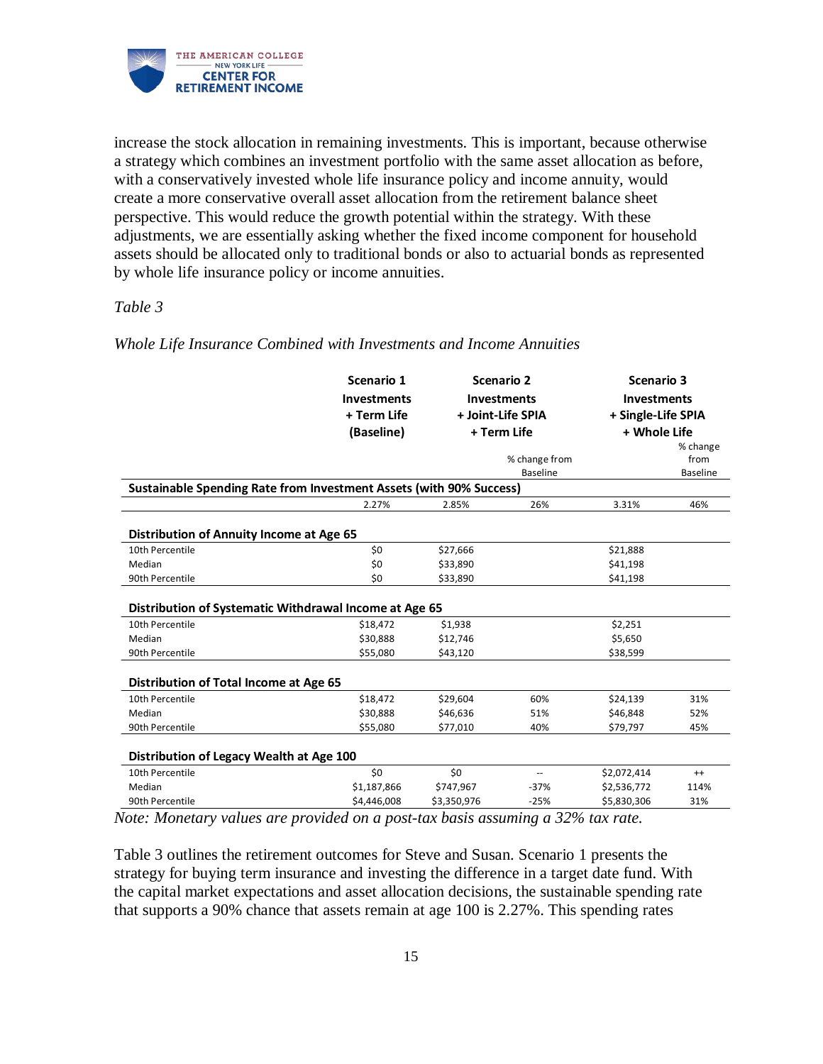increase the stock allocation in remaining investments. This is important, because otherwise a strategy which combines an investment portfolio with the same asset allocation as before, with a conservatively invested whole life insurance policy and income annuity, would create a more conservative overall asset allocation from the retirement balance sheet perspective. This would reduce the growth potential within the strategy. With these adjustments, we are essentially asking whether the fixed income component for household assets should be allocated only to traditional bonds or also to actuarial bonds as represented by whole life insurance policy or income annuities.

*Table 3*

*Whole Life Insurance Combined with Investments and Income Annuities*

| | Scenario 1 Investments + Term Life (Baseline) | Scenario 2 Investments + Joint-Life SPIA + Term Life | % change from Baseline | Scenario 3 Investments + Single-Life SPIA + Whole Life | % change from Baseline |
|---|---|---|---|---|---|
| **Sustainable Spending Rate from Investment Assets (with 90% Success)** | | | | | |
| | 2.27% | 2.85% | 26% | 3.31% | 46% |
| **Distribution of Annuity Income at Age 65** | | | | | |
| 10th Percentile | $0 | $27,666 | | $21,888 | |
| Median | $0 | $33,890 | | $41,198 | |
| 90th Percentile | $0 | $33,890 | | $41,198 | |
| **Distribution of Systematic Withdrawal Income at Age 65** | | | | | |
| 10th Percentile | $18,472 | $1,938 | | $2,251 | |
| Median | $30,888 | $12,746 | | $5,650 | |
| 90th Percentile | $55,080 | $43,120 | | $38,599 | |
| **Distribution of Total Income at Age 65** | | | | | |
| 10th Percentile | $18,472 | $29,604 | 60% | $24,139 | 31% |
| Median | $30,888 | $46,636 | 51% | $46,848 | 52% |
| 90th Percentile | $55,080 | $77,010 | 40% | $79,797 | 45% |
| **Distribution of Legacy Wealth at Age 100** | | | | | |
| 10th Percentile | $0 | $0 | -- | $2,072,414 | ++ |
| Median | $1,187,866 | $747,967 | -37% | $2,536,772 | 114% |
| 90th Percentile | $4,446,008 | $3,350,976 | -25% | $5,830,306 | 31% |

*Note: Monetary values are provided on a post-tax basis assuming a 32% tax rate.*

Table 3 outlines the retirement outcomes for Steve and Susan. Scenario 1 presents the strategy for buying term insurance and investing the difference in a target date fund. With the capital market expectations and asset allocation decisions, the sustainable spending rate that supports a 90% chance that assets remain at age 100 is 2.27%. This spending rates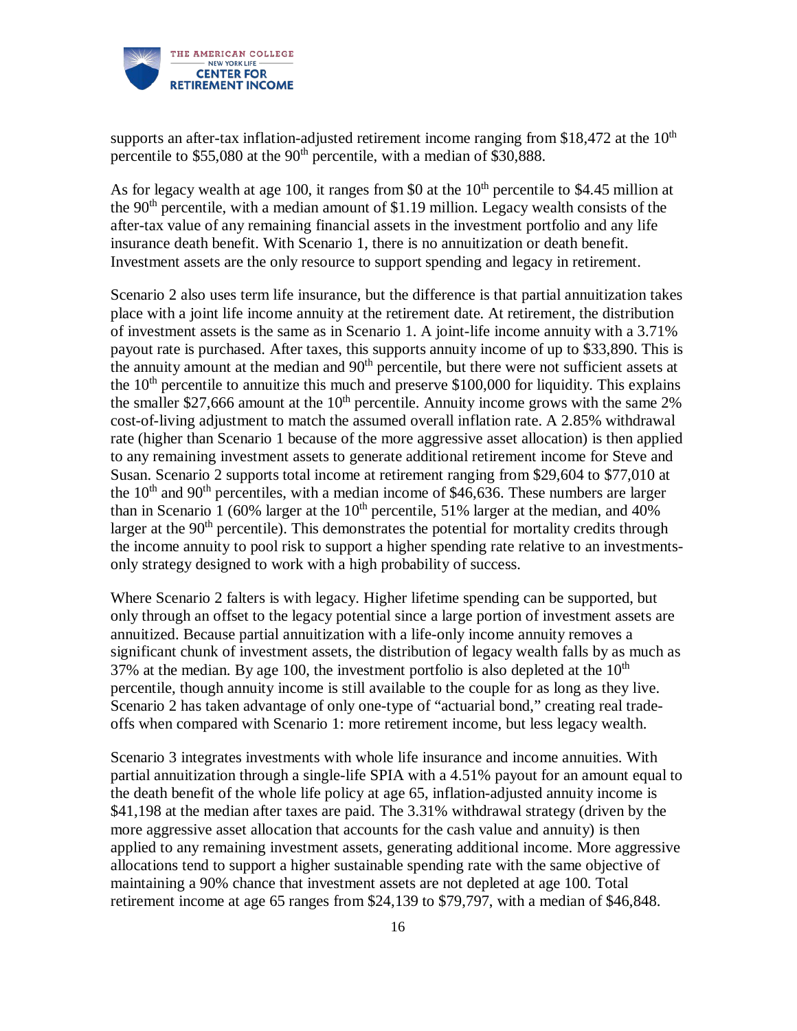supports an after-tax inflation-adjusted retirement income ranging from \$18,472 at the 10th percentile to \$55,080 at the 90th percentile, with a median of \$30,888.

As for legacy wealth at age 100, it ranges from \$0 at the 10th percentile to \$4.45 million at the 90th percentile, with a median amount of \$1.19 million. Legacy wealth consists of the after-tax value of any remaining financial assets in the investment portfolio and any life insurance death benefit. With Scenario 1, there is no annuitization or death benefit. Investment assets are the only resource to support spending and legacy in retirement.

Scenario 2 also uses term life insurance, but the difference is that partial annuitization takes place with a joint life income annuity at the retirement date. At retirement, the distribution of investment assets is the same as in Scenario 1. A joint-life income annuity with a 3.71% payout rate is purchased. After taxes, this supports annuity income of up to \$33,890. This is the annuity amount at the median and 90th percentile, but there were not sufficient assets at the 10th percentile to annuitize this much and preserve \$100,000 for liquidity. This explains the smaller \$27,666 amount at the 10th percentile. Annuity income grows with the same 2% cost-of-living adjustment to match the assumed overall inflation rate. A 2.85% withdrawal rate (higher than Scenario 1 because of the more aggressive asset allocation) is then applied to any remaining investment assets to generate additional retirement income for Steve and Susan. Scenario 2 supports total income at retirement ranging from \$29,604 to \$77,010 at the 10th and 90th percentiles, with a median income of \$46,636. These numbers are larger than in Scenario 1 (60% larger at the 10th percentile, 51% larger at the median, and 40% larger at the 90th percentile). This demonstrates the potential for mortality credits through the income annuity to pool risk to support a higher spending rate relative to an investments-only strategy designed to work with a high probability of success.

Where Scenario 2 falters is with legacy. Higher lifetime spending can be supported, but only through an offset to the legacy potential since a large portion of investment assets are annuitized. Because partial annuitization with a life-only income annuity removes a significant chunk of investment assets, the distribution of legacy wealth falls by as much as 37% at the median. By age 100, the investment portfolio is also depleted at the 10th percentile, though annuity income is still available to the couple for as long as they live. Scenario 2 has taken advantage of only one-type of "actuarial bond," creating real trade-offs when compared with Scenario 1: more retirement income, but less legacy wealth.

Scenario 3 integrates investments with whole life insurance and income annuities. With partial annuitization through a single-life SPIA with a 4.51% payout for an amount equal to the death benefit of the whole life policy at age 65, inflation-adjusted annuity income is \$41,198 at the median after taxes are paid. The 3.31% withdrawal strategy (driven by the more aggressive asset allocation that accounts for the cash value and annuity) is then applied to any remaining investment assets, generating additional income. More aggressive allocations tend to support a higher sustainable spending rate with the same objective of maintaining a 90% chance that investment assets are not depleted at age 100. Total retirement income at age 65 ranges from \$24,139 to \$79,797, with a median of \$46,848.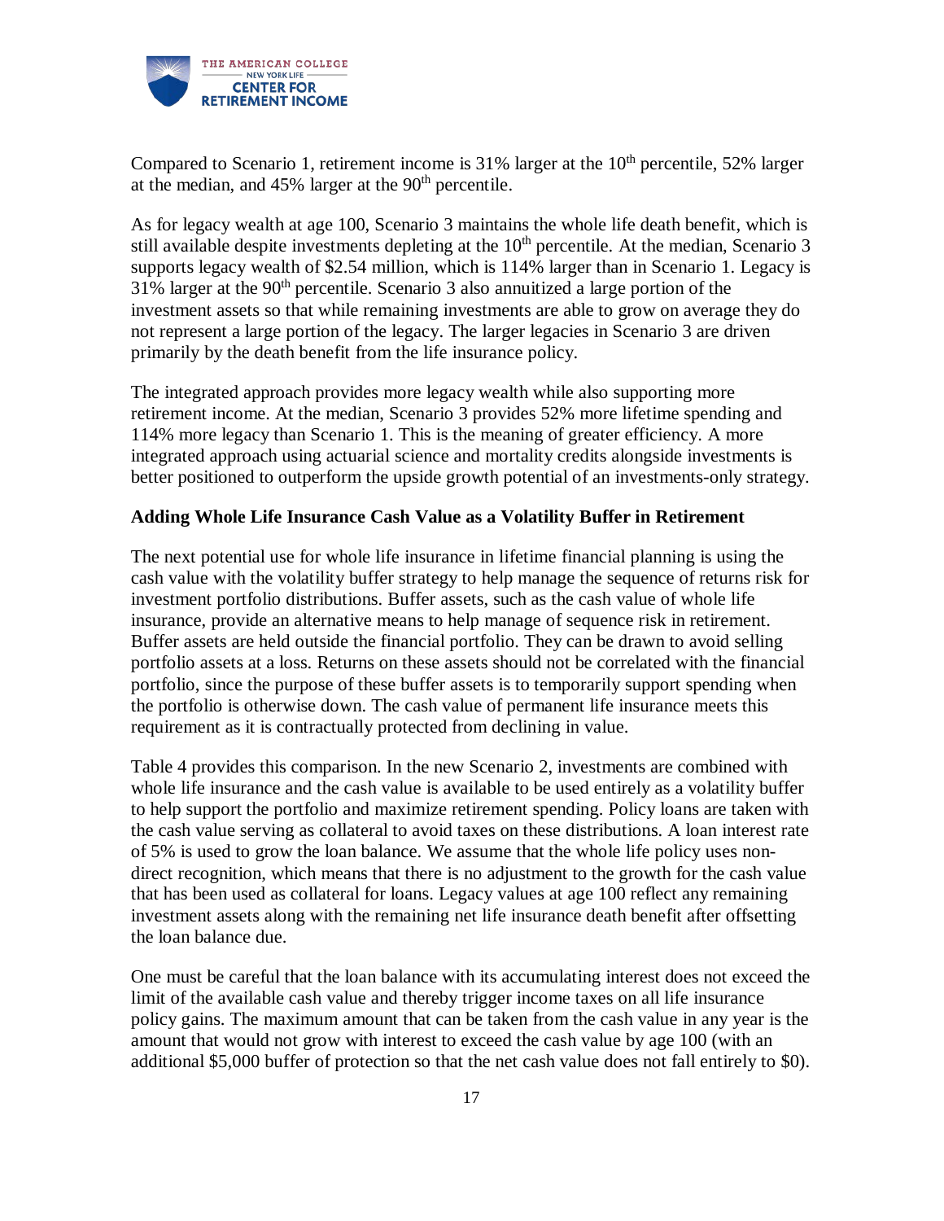Compared to Scenario 1, retirement income is 31% larger at the 10th percentile, 52% larger at the median, and 45% larger at the 90th percentile.

As for legacy wealth at age 100, Scenario 3 maintains the whole life death benefit, which is still available despite investments depleting at the 10th percentile. At the median, Scenario 3 supports legacy wealth of $2.54 million, which is 114% larger than in Scenario 1. Legacy is 31% larger at the 90th percentile. Scenario 3 also annuitized a large portion of the investment assets so that while remaining investments are able to grow on average they do not represent a large portion of the legacy. The larger legacies in Scenario 3 are driven primarily by the death benefit from the life insurance policy.

The integrated approach provides more legacy wealth while also supporting more retirement income. At the median, Scenario 3 provides 52% more lifetime spending and 114% more legacy than Scenario 1. This is the meaning of greater efficiency. A more integrated approach using actuarial science and mortality credits alongside investments is better positioned to outperform the upside growth potential of an investments-only strategy.

**Adding Whole Life Insurance Cash Value as a Volatility Buffer in Retirement**

The next potential use for whole life insurance in lifetime financial planning is using the cash value with the volatility buffer strategy to help manage the sequence of returns risk for investment portfolio distributions. Buffer assets, such as the cash value of whole life insurance, provide an alternative means to help manage of sequence risk in retirement. Buffer assets are held outside the financial portfolio. They can be drawn to avoid selling portfolio assets at a loss. Returns on these assets should not be correlated with the financial portfolio, since the purpose of these buffer assets is to temporarily support spending when the portfolio is otherwise down. The cash value of permanent life insurance meets this requirement as it is contractually protected from declining in value.

Table 4 provides this comparison. In the new Scenario 2, investments are combined with whole life insurance and the cash value is available to be used entirely as a volatility buffer to help support the portfolio and maximize retirement spending. Policy loans are taken with the cash value serving as collateral to avoid taxes on these distributions. A loan interest rate of 5% is used to grow the loan balance. We assume that the whole life policy uses non-direct recognition, which means that there is no adjustment to the growth for the cash value that has been used as collateral for loans. Legacy values at age 100 reflect any remaining investment assets along with the remaining net life insurance death benefit after offsetting the loan balance due.

One must be careful that the loan balance with its accumulating interest does not exceed the limit of the available cash value and thereby trigger income taxes on all life insurance policy gains. The maximum amount that can be taken from the cash value in any year is the amount that would not grow with interest to exceed the cash value by age 100 (with an additional $5,000 buffer of protection so that the net cash value does not fall entirely to $0).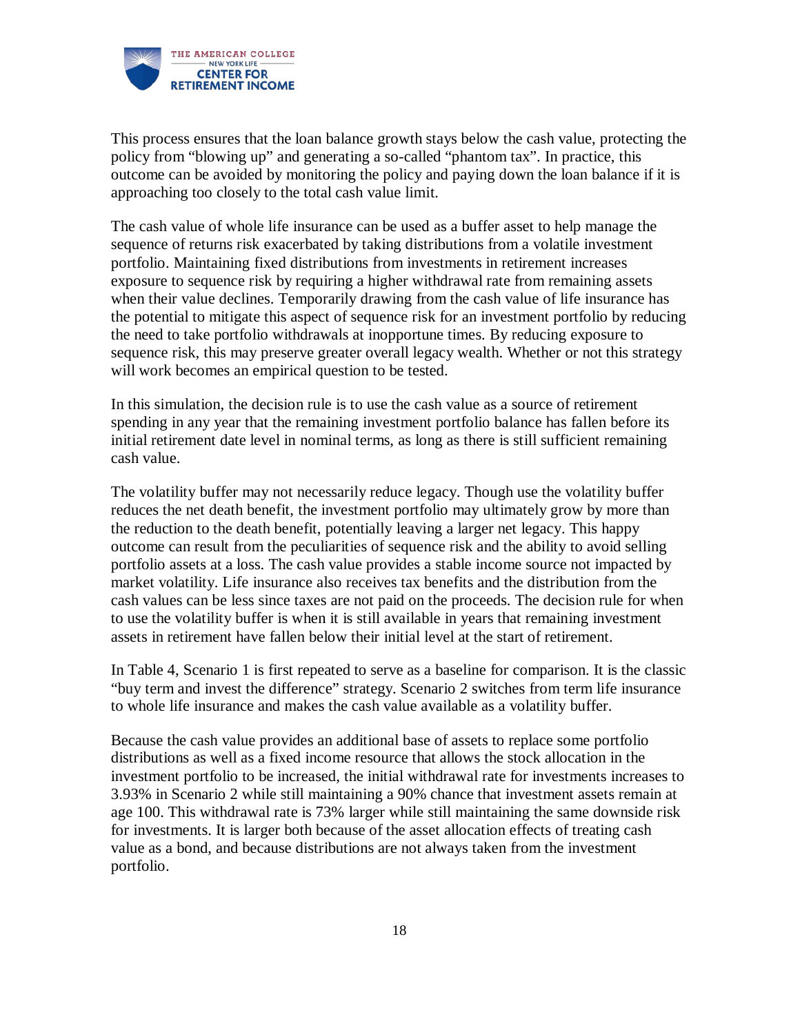This process ensures that the loan balance growth stays below the cash value, protecting the policy from "blowing up" and generating a so-called "phantom tax". In practice, this outcome can be avoided by monitoring the policy and paying down the loan balance if it is approaching too closely to the total cash value limit.

The cash value of whole life insurance can be used as a buffer asset to help manage the sequence of returns risk exacerbated by taking distributions from a volatile investment portfolio. Maintaining fixed distributions from investments in retirement increases exposure to sequence risk by requiring a higher withdrawal rate from remaining assets when their value declines. Temporarily drawing from the cash value of life insurance has the potential to mitigate this aspect of sequence risk for an investment portfolio by reducing the need to take portfolio withdrawals at inopportune times. By reducing exposure to sequence risk, this may preserve greater overall legacy wealth. Whether or not this strategy will work becomes an empirical question to be tested.

In this simulation, the decision rule is to use the cash value as a source of retirement spending in any year that the remaining investment portfolio balance has fallen before its initial retirement date level in nominal terms, as long as there is still sufficient remaining cash value.

The volatility buffer may not necessarily reduce legacy. Though use the volatility buffer reduces the net death benefit, the investment portfolio may ultimately grow by more than the reduction to the death benefit, potentially leaving a larger net legacy. This happy outcome can result from the peculiarities of sequence risk and the ability to avoid selling portfolio assets at a loss. The cash value provides a stable income source not impacted by market volatility. Life insurance also receives tax benefits and the distribution from the cash values can be less since taxes are not paid on the proceeds. The decision rule for when to use the volatility buffer is when it is still available in years that remaining investment assets in retirement have fallen below their initial level at the start of retirement.

In Table 4, Scenario 1 is first repeated to serve as a baseline for comparison. It is the classic "buy term and invest the difference" strategy. Scenario 2 switches from term life insurance to whole life insurance and makes the cash value available as a volatility buffer.

Because the cash value provides an additional base of assets to replace some portfolio distributions as well as a fixed income resource that allows the stock allocation in the investment portfolio to be increased, the initial withdrawal rate for investments increases to 3.93% in Scenario 2 while still maintaining a 90% chance that investment assets remain at age 100. This withdrawal rate is 73% larger while still maintaining the same downside risk for investments. It is larger both because of the asset allocation effects of treating cash value as a bond, and because distributions are not always taken from the investment portfolio.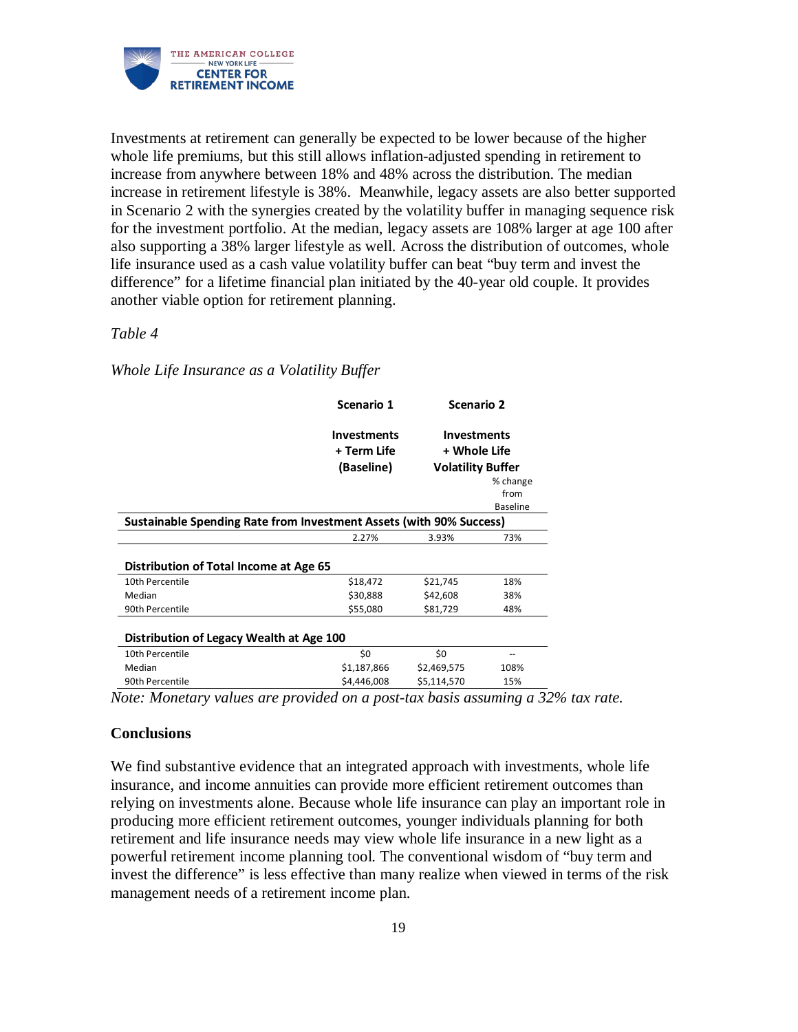Investments at retirement can generally be expected to be lower because of the higher whole life premiums, but this still allows inflation-adjusted spending in retirement to increase from anywhere between 18% and 48% across the distribution. The median increase in retirement lifestyle is 38%. Meanwhile, legacy assets are also better supported in Scenario 2 with the synergies created by the volatility buffer in managing sequence risk for the investment portfolio. At the median, legacy assets are 108% larger at age 100 after also supporting a 38% larger lifestyle as well. Across the distribution of outcomes, whole life insurance used as a cash value volatility buffer can beat "buy term and invest the difference" for a lifetime financial plan initiated by the 40-year old couple. It provides another viable option for retirement planning.

*Table 4*

*Whole Life Insurance as a Volatility Buffer*

| | Scenario 1 | Scenario 2 | |
|---|---|---|---|
| | Investments + Term Life (Baseline) | Investments + Whole Life Volatility Buffer | % change from Baseline |
| **Sustainable Spending Rate from Investment Assets (with 90% Success)** | | | |
| | 2.27% | 3.93% | 73% |
| **Distribution of Total Income at Age 65** | | | |
| 10th Percentile | $18,472 | $21,745 | 18% |
| Median | $30,888 | $42,608 | 38% |
| 90th Percentile | $55,080 | $81,729 | 48% |
| **Distribution of Legacy Wealth at Age 100** | | | |
| 10th Percentile | $0 | $0 | -- |
| Median | $1,187,866 | $2,469,575 | 108% |
| 90th Percentile | $4,446,008 | $5,114,570 | 15% |

*Note: Monetary values are provided on a post-tax basis assuming a 32% tax rate.*

## Conclusions

We find substantive evidence that an integrated approach with investments, whole life insurance, and income annuities can provide more efficient retirement outcomes than relying on investments alone. Because whole life insurance can play an important role in producing more efficient retirement outcomes, younger individuals planning for both retirement and life insurance needs may view whole life insurance in a new light as a powerful retirement income planning tool. The conventional wisdom of "buy term and invest the difference" is less effective than many realize when viewed in terms of the risk management needs of a retirement income plan.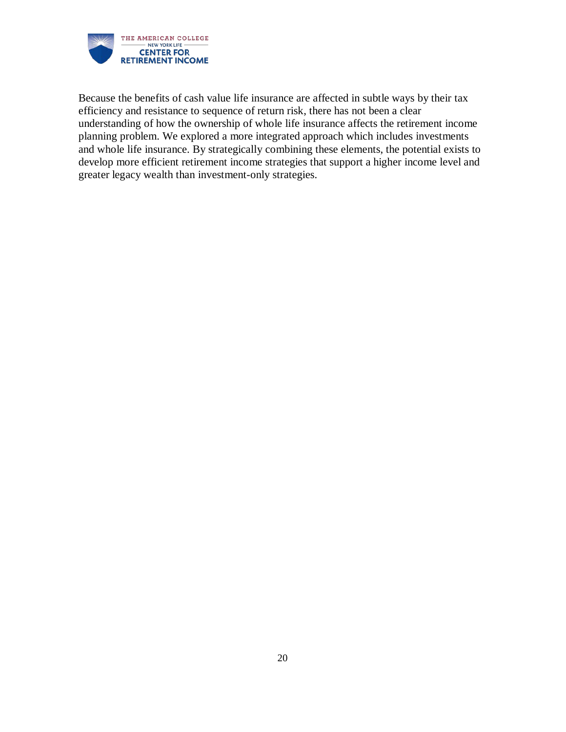Because the benefits of cash value life insurance are affected in subtle ways by their tax efficiency and resistance to sequence of return risk, there has not been a clear understanding of how the ownership of whole life insurance affects the retirement income planning problem. We explored a more integrated approach which includes investments and whole life insurance. By strategically combining these elements, the potential exists to develop more efficient retirement income strategies that support a higher income level and greater legacy wealth than investment-only strategies.